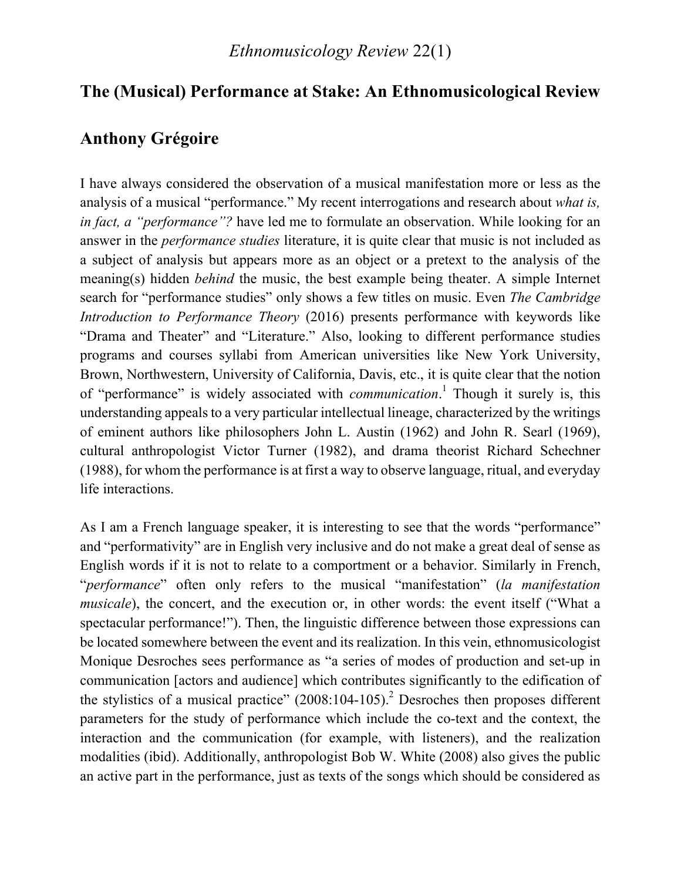# The (Musical) Performance at Stake: An Ethnomusicological Review

## Anthony Grégoire

I have always considered the observation of a musical manifestation more or less as the analysis of a musical "performance." My recent interrogations and research about *what is, in fact, a "performance"?* have led me to formulate an observation. While looking for an answer in the *performance studies* literature, it is quite clear that music is not included as a subject of analysis but appears more as an object or a pretext to the analysis of the meaning(s) hidden *behind* the music, the best example being theater. A simple Internet search for "performance studies" only shows a few titles on music. Even *The Cambridge Introduction to Performance Theory* (2016) presents performance with keywords like "Drama and Theater" and "Literature." Also, looking to different performance studies programs and courses syllabi from American universities like New York University, Brown, Northwestern, University of California, Davis, etc., it is quite clear that the notion of "performance" is widely associated with *communication*.[1] Though it surely is, this understanding appeals to a very particular intellectual lineage, characterized by the writings of eminent authors like philosophers John L. Austin (1962) and John R. Searl (1969), cultural anthropologist Victor Turner (1982), and drama theorist Richard Schechner (1988), for whom the performance is at first a way to observe language, ritual, and everyday life interactions.

As I am a French language speaker, it is interesting to see that the words "performance" and "performativity" are in English very inclusive and do not make a great deal of sense as English words if it is not to relate to a comportment or a behavior. Similarly in French, "*performance*" often only refers to the musical "manifestation" (*la manifestation musicale*), the concert, and the execution or, in other words: the event itself ("What a spectacular performance!"). Then, the linguistic difference between those expressions can be located somewhere between the event and its realization. In this vein, ethnomusicologist Monique Desroches sees performance as "a series of modes of production and set-up in communication [actors and audience] which contributes significantly to the edification of the stylistics of a musical practice" (2008:104-105).[2] Desroches then proposes different parameters for the study of performance which include the co-text and the context, the interaction and the communication (for example, with listeners), and the realization modalities (ibid). Additionally, anthropologist Bob W. White (2008) also gives the public an active part in the performance, just as texts of the songs which should be considered as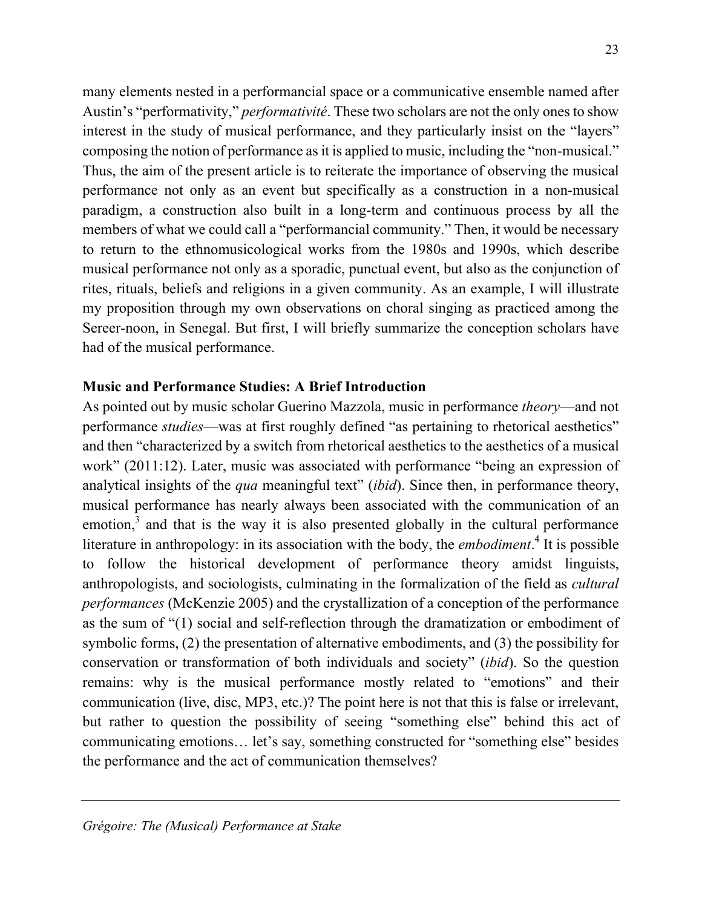many elements nested in a performancial space or a communicative ensemble named after Austin's "performativity," *performativité*. These two scholars are not the only ones to show interest in the study of musical performance, and they particularly insist on the "layers" composing the notion of performance as it is applied to music, including the "non-musical." Thus, the aim of the present article is to reiterate the importance of observing the musical performance not only as an event but specifically as a construction in a non-musical paradigm, a construction also built in a long-term and continuous process by all the members of what we could call a "performancial community." Then, it would be necessary to return to the ethnomusicological works from the 1980s and 1990s, which describe musical performance not only as a sporadic, punctual event, but also as the conjunction of rites, rituals, beliefs and religions in a given community. As an example, I will illustrate my proposition through my own observations on choral singing as practiced among the Sereer-noon, in Senegal. But first, I will briefly summarize the conception scholars have had of the musical performance.

**Music and Performance Studies: A Brief Introduction**

As pointed out by music scholar Guerino Mazzola, music in performance *theory*—and not performance *studies*—was at first roughly defined "as pertaining to rhetorical aesthetics" and then "characterized by a switch from rhetorical aesthetics to the aesthetics of a musical work" (2011:12). Later, music was associated with performance "being an expression of analytical insights of the *qua* meaningful text" (*ibid*). Since then, in performance theory, musical performance has nearly always been associated with the communication of an emotion,[3] and that is the way it is also presented globally in the cultural performance literature in anthropology: in its association with the body, the *embodiment*.[4] It is possible to follow the historical development of performance theory amidst linguists, anthropologists, and sociologists, culminating in the formalization of the field as *cultural performances* (McKenzie 2005) and the crystallization of a conception of the performance as the sum of "(1) social and self-reflection through the dramatization or embodiment of symbolic forms, (2) the presentation of alternative embodiments, and (3) the possibility for conservation or transformation of both individuals and society" (*ibid*). So the question remains: why is the musical performance mostly related to "emotions" and their communication (live, disc, MP3, etc.)? The point here is not that this is false or irrelevant, but rather to question the possibility of seeing "something else" behind this act of communicating emotions… let's say, something constructed for "something else" besides the performance and the act of communication themselves?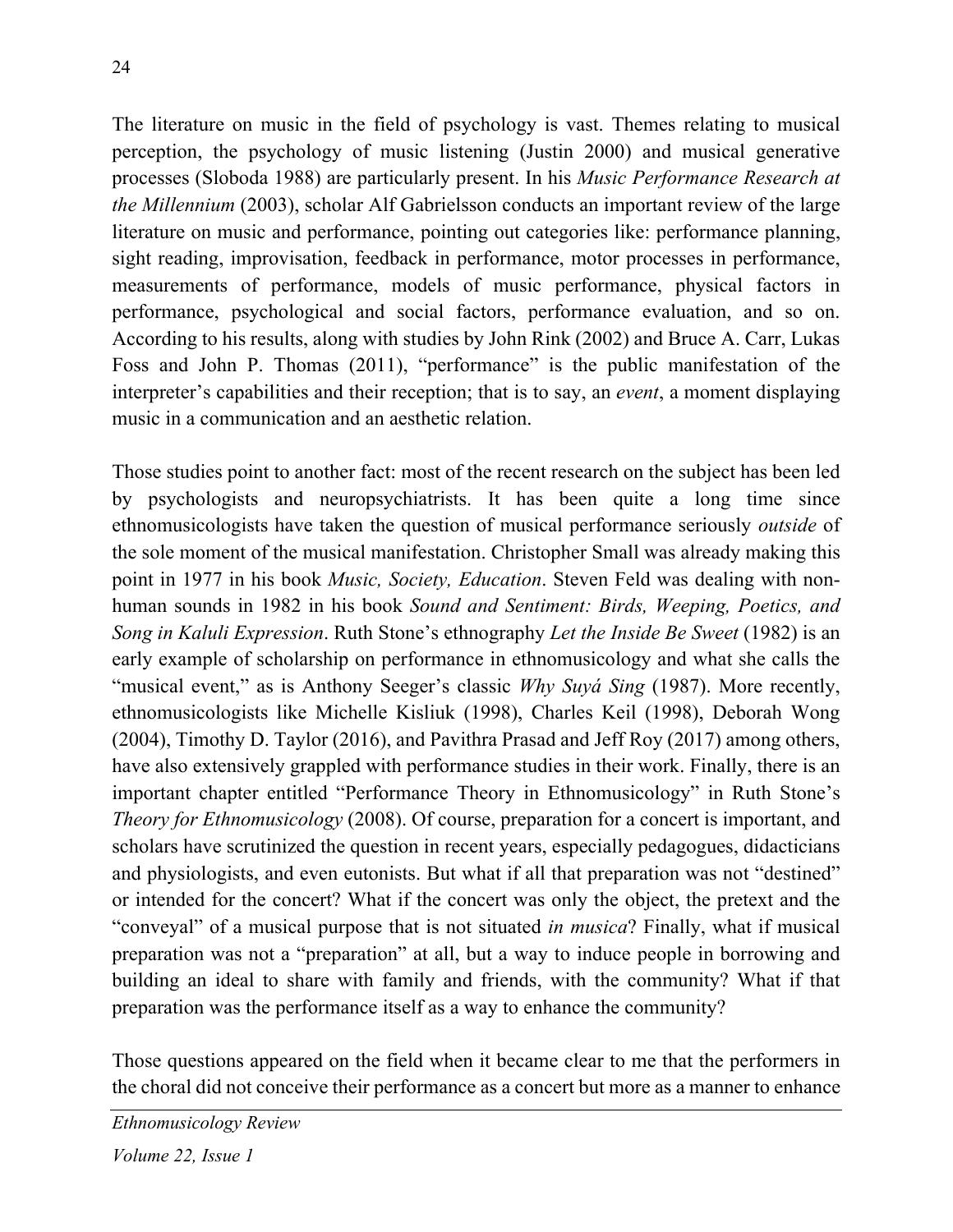The literature on music in the field of psychology is vast. Themes relating to musical perception, the psychology of music listening (Justin 2000) and musical generative processes (Sloboda 1988) are particularly present. In his *Music Performance Research at the Millennium* (2003), scholar Alf Gabrielsson conducts an important review of the large literature on music and performance, pointing out categories like: performance planning, sight reading, improvisation, feedback in performance, motor processes in performance, measurements of performance, models of music performance, physical factors in performance, psychological and social factors, performance evaluation, and so on. According to his results, along with studies by John Rink (2002) and Bruce A. Carr, Lukas Foss and John P. Thomas (2011), "performance" is the public manifestation of the interpreter's capabilities and their reception; that is to say, an *event*, a moment displaying music in a communication and an aesthetic relation.

Those studies point to another fact: most of the recent research on the subject has been led by psychologists and neuropsychiatrists. It has been quite a long time since ethnomusicologists have taken the question of musical performance seriously *outside* of the sole moment of the musical manifestation. Christopher Small was already making this point in 1977 in his book *Music, Society, Education*. Steven Feld was dealing with non-human sounds in 1982 in his book *Sound and Sentiment: Birds, Weeping, Poetics, and Song in Kaluli Expression*. Ruth Stone's ethnography *Let the Inside Be Sweet* (1982) is an early example of scholarship on performance in ethnomusicology and what she calls the "musical event," as is Anthony Seeger's classic *Why Suyá Sing* (1987). More recently, ethnomusicologists like Michelle Kisliuk (1998), Charles Keil (1998), Deborah Wong (2004), Timothy D. Taylor (2016), and Pavithra Prasad and Jeff Roy (2017) among others, have also extensively grappled with performance studies in their work. Finally, there is an important chapter entitled "Performance Theory in Ethnomusicology" in Ruth Stone's *Theory for Ethnomusicology* (2008). Of course, preparation for a concert is important, and scholars have scrutinized the question in recent years, especially pedagogues, didacticians and physiologists, and even eutonists. But what if all that preparation was not "destined" or intended for the concert? What if the concert was only the object, the pretext and the "conveyal" of a musical purpose that is not situated *in musica*? Finally, what if musical preparation was not a "preparation" at all, but a way to induce people in borrowing and building an ideal to share with family and friends, with the community? What if that preparation was the performance itself as a way to enhance the community?

Those questions appeared on the field when it became clear to me that the performers in the choral did not conceive their performance as a concert but more as a manner to enhance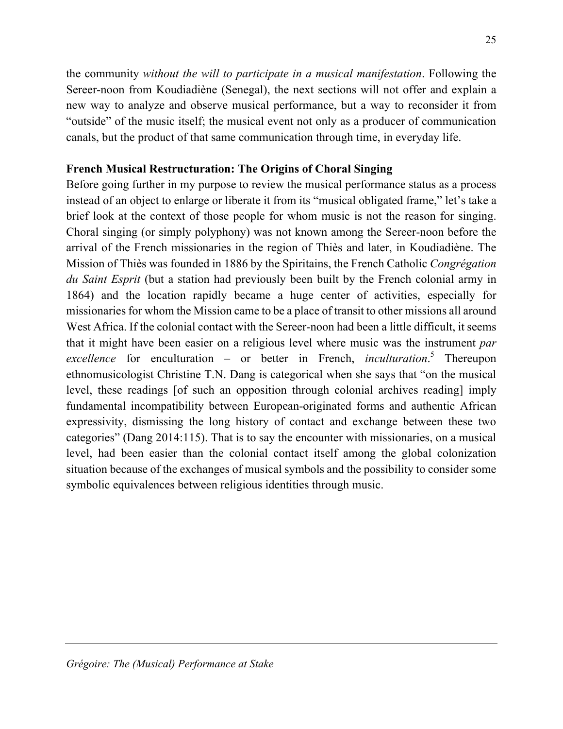the community *without the will to participate in a musical manifestation*. Following the Sereer-noon from Koudiadiène (Senegal), the next sections will not offer and explain a new way to analyze and observe musical performance, but a way to reconsider it from "outside" of the music itself; the musical event not only as a producer of communication canals, but the product of that same communication through time, in everyday life.

**French Musical Restructuration: The Origins of Choral Singing**

Before going further in my purpose to review the musical performance status as a process instead of an object to enlarge or liberate it from its "musical obligated frame," let's take a brief look at the context of those people for whom music is not the reason for singing. Choral singing (or simply polyphony) was not known among the Sereer-noon before the arrival of the French missionaries in the region of Thiès and later, in Koudiadiène. The Mission of Thiès was founded in 1886 by the Spiritains, the French Catholic *Congrégation du Saint Esprit* (but a station had previously been built by the French colonial army in 1864) and the location rapidly became a huge center of activities, especially for missionaries for whom the Mission came to be a place of transit to other missions all around West Africa. If the colonial contact with the Sereer-noon had been a little difficult, it seems that it might have been easier on a religious level where music was the instrument *par excellence* for enculturation – or better in French, *inculturation*.[5] Thereupon ethnomusicologist Christine T.N. Dang is categorical when she says that "on the musical level, these readings [of such an opposition through colonial archives reading] imply fundamental incompatibility between European-originated forms and authentic African expressivity, dismissing the long history of contact and exchange between these two categories" (Dang 2014:115). That is to say the encounter with missionaries, on a musical level, had been easier than the colonial contact itself among the global colonization situation because of the exchanges of musical symbols and the possibility to consider some symbolic equivalences between religious identities through music.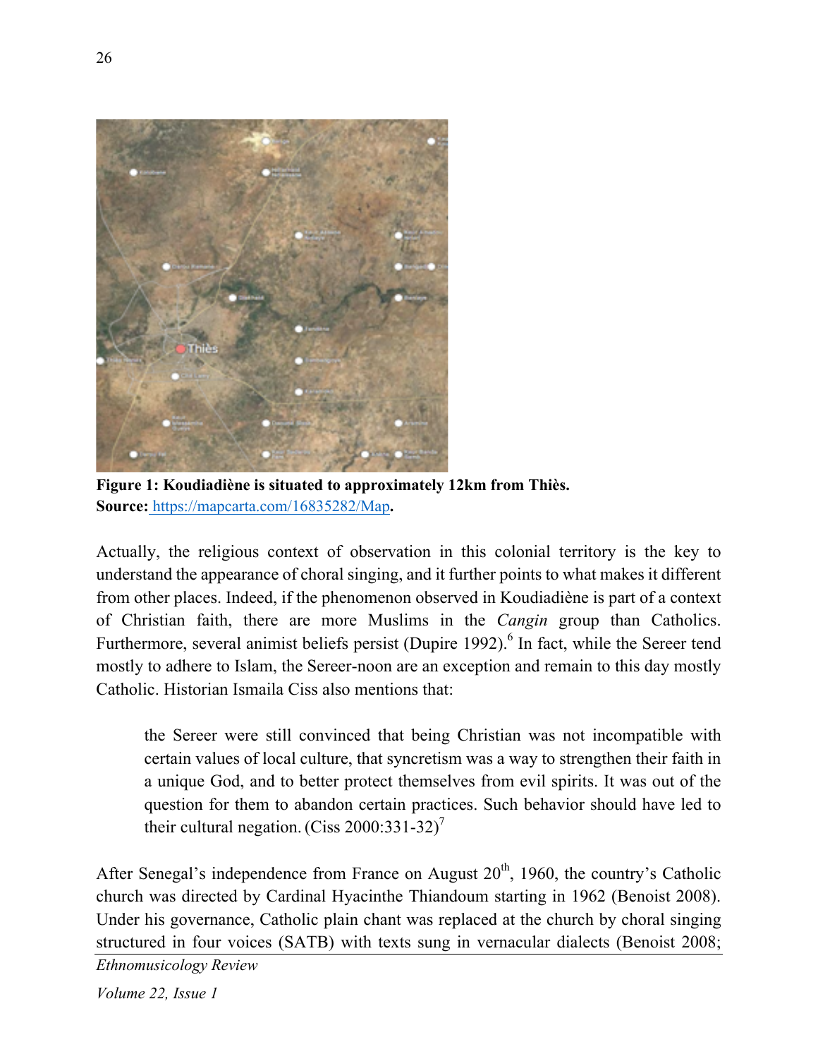**Figure 1: Koudiadiène is situated to approximately 12km from Thiès.**
**Source:** [https://mapcarta.com/16835282/Map](https://mapcarta.com/16835282/Map).

Actually, the religious context of observation in this colonial territory is the key to understand the appearance of choral singing, and it further points to what makes it different from other places. Indeed, if the phenomenon observed in Koudiadiène is part of a context of Christian faith, there are more Muslims in the *Cangin* group than Catholics. Furthermore, several animist beliefs persist (Dupire 1992).[6] In fact, while the Sereer tend mostly to adhere to Islam, the Sereer-noon are an exception and remain to this day mostly Catholic. Historian Ismaila Ciss also mentions that:

> the Sereer were still convinced that being Christian was not incompatible with certain values of local culture, that syncretism was a way to strengthen their faith in a unique God, and to better protect themselves from evil spirits. It was out of the question for them to abandon certain practices. Such behavior should have led to their cultural negation. (Ciss 2000:331-32)[7]

After Senegal's independence from France on August 20th, 1960, the country's Catholic church was directed by Cardinal Hyacinthe Thiandoum starting in 1962 (Benoist 2008). Under his governance, Catholic plain chant was replaced at the church by choral singing structured in four voices (SATB) with texts sung in vernacular dialects (Benoist 2008;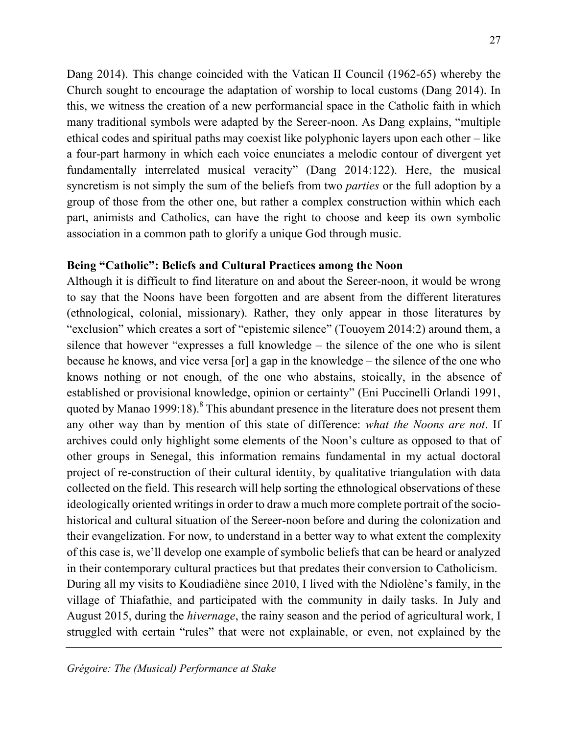Dang 2014). This change coincided with the Vatican II Council (1962-65) whereby the Church sought to encourage the adaptation of worship to local customs (Dang 2014). In this, we witness the creation of a new performancial space in the Catholic faith in which many traditional symbols were adapted by the Sereer-noon. As Dang explains, "multiple ethical codes and spiritual paths may coexist like polyphonic layers upon each other – like a four-part harmony in which each voice enunciates a melodic contour of divergent yet fundamentally interrelated musical veracity" (Dang 2014:122). Here, the musical syncretism is not simply the sum of the beliefs from two *parties* or the full adoption by a group of those from the other one, but rather a complex construction within which each part, animists and Catholics, can have the right to choose and keep its own symbolic association in a common path to glorify a unique God through music.

**Being "Catholic": Beliefs and Cultural Practices among the Noon**

Although it is difficult to find literature on and about the Sereer-noon, it would be wrong to say that the Noons have been forgotten and are absent from the different literatures (ethnological, colonial, missionary). Rather, they only appear in those literatures by "exclusion" which creates a sort of "epistemic silence" (Touoyem 2014:2) around them, a silence that however "expresses a full knowledge – the silence of the one who is silent because he knows, and vice versa [or] a gap in the knowledge – the silence of the one who knows nothing or not enough, of the one who abstains, stoically, in the absence of established or provisional knowledge, opinion or certainty" (Eni Puccinelli Orlandi 1991, quoted by Manao 1999:18).[8] This abundant presence in the literature does not present them any other way than by mention of this state of difference: *what the Noons are not*. If archives could only highlight some elements of the Noon's culture as opposed to that of other groups in Senegal, this information remains fundamental in my actual doctoral project of re-construction of their cultural identity, by qualitative triangulation with data collected on the field. This research will help sorting the ethnological observations of these ideologically oriented writings in order to draw a much more complete portrait of the socio-historical and cultural situation of the Sereer-noon before and during the colonization and their evangelization. For now, to understand in a better way to what extent the complexity of this case is, we'll develop one example of symbolic beliefs that can be heard or analyzed in their contemporary cultural practices but that predates their conversion to Catholicism.

During all my visits to Koudiadiène since 2010, I lived with the Ndiolène's family, in the village of Thiafathie, and participated with the community in daily tasks. In July and August 2015, during the *hivernage*, the rainy season and the period of agricultural work, I struggled with certain "rules" that were not explainable, or even, not explained by the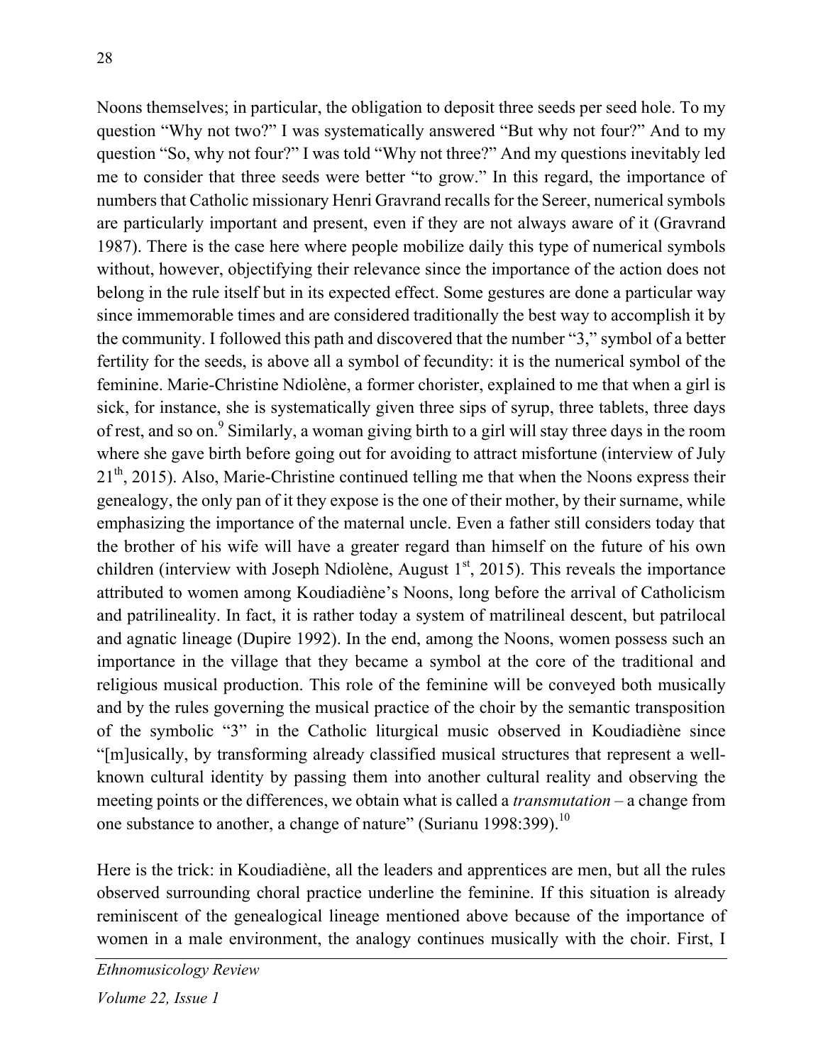Noons themselves; in particular, the obligation to deposit three seeds per seed hole. To my question "Why not two?" I was systematically answered "But why not four?" And to my question "So, why not four?" I was told "Why not three?" And my questions inevitably led me to consider that three seeds were better "to grow." In this regard, the importance of numbers that Catholic missionary Henri Gravrand recalls for the Sereer, numerical symbols are particularly important and present, even if they are not always aware of it (Gravrand 1987). There is the case here where people mobilize daily this type of numerical symbols without, however, objectifying their relevance since the importance of the action does not belong in the rule itself but in its expected effect. Some gestures are done a particular way since immemorable times and are considered traditionally the best way to accomplish it by the community. I followed this path and discovered that the number "3," symbol of a better fertility for the seeds, is above all a symbol of fecundity: it is the numerical symbol of the feminine. Marie-Christine Ndiolène, a former chorister, explained to me that when a girl is sick, for instance, she is systematically given three sips of syrup, three tablets, three days of rest, and so on.[9] Similarly, a woman giving birth to a girl will stay three days in the room where she gave birth before going out for avoiding to attract misfortune (interview of July 21st, 2015). Also, Marie-Christine continued telling me that when the Noons express their genealogy, the only pan of it they expose is the one of their mother, by their surname, while emphasizing the importance of the maternal uncle. Even a father still considers today that the brother of his wife will have a greater regard than himself on the future of his own children (interview with Joseph Ndiolène, August 1st, 2015). This reveals the importance attributed to women among Koudiadiène's Noons, long before the arrival of Catholicism and patrilineality. In fact, it is rather today a system of matrilineal descent, but patrilocal and agnatic lineage (Dupire 1992). In the end, among the Noons, women possess such an importance in the village that they became a symbol at the core of the traditional and religious musical production. This role of the feminine will be conveyed both musically and by the rules governing the musical practice of the choir by the semantic transposition of the symbolic "3" in the Catholic liturgical music observed in Koudiadiène since "[m]usically, by transforming already classified musical structures that represent a well-known cultural identity by passing them into another cultural reality and observing the meeting points or the differences, we obtain what is called a *transmutation* – a change from one substance to another, a change of nature" (Surianu 1998:399).[10]

Here is the trick: in Koudiadiène, all the leaders and apprentices are men, but all the rules observed surrounding choral practice underline the feminine. If this situation is already reminiscent of the genealogical lineage mentioned above because of the importance of women in a male environment, the analogy continues musically with the choir. First, I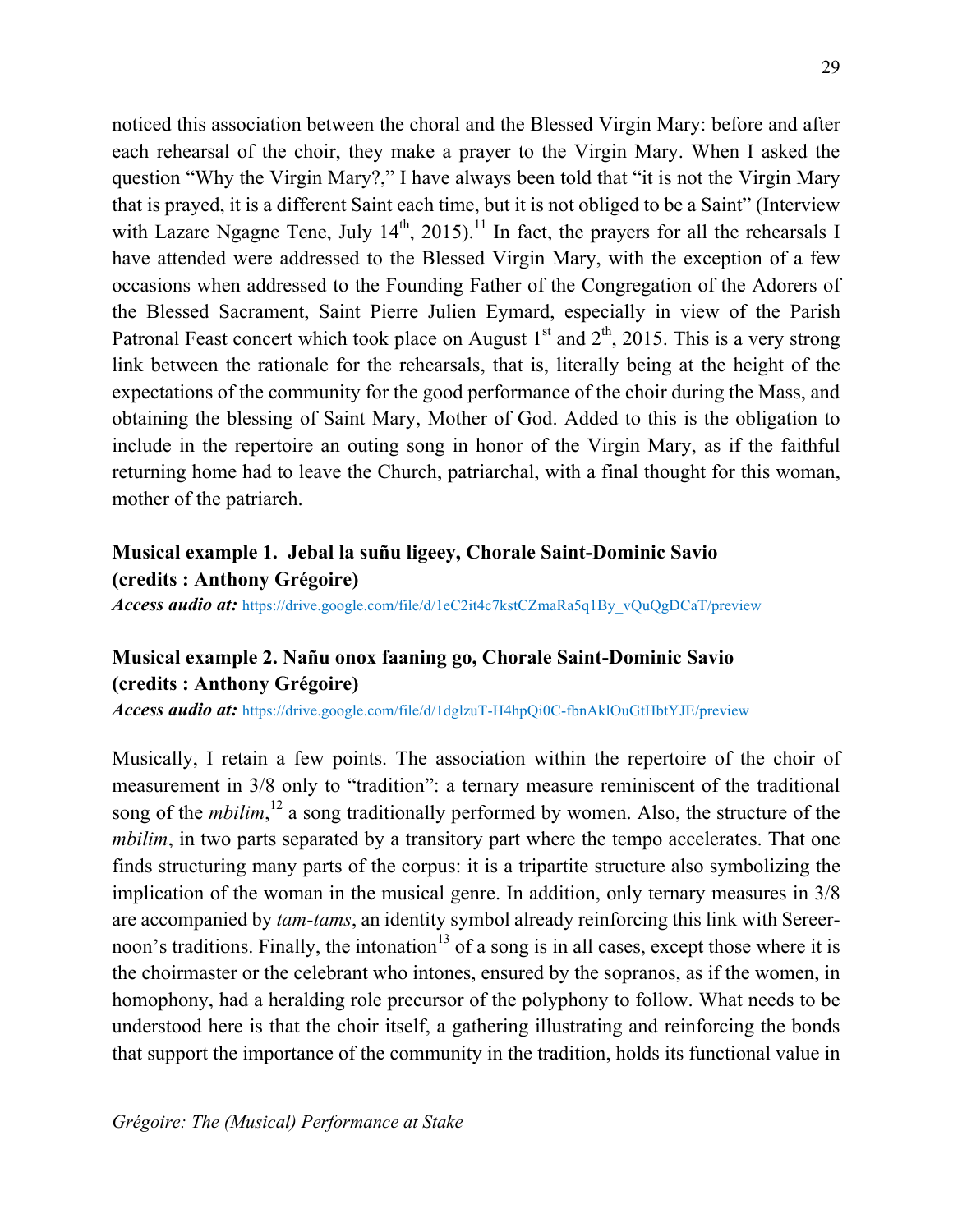noticed this association between the choral and the Blessed Virgin Mary: before and after each rehearsal of the choir, they make a prayer to the Virgin Mary. When I asked the question "Why the Virgin Mary?," I have always been told that "it is not the Virgin Mary that is prayed, it is a different Saint each time, but it is not obliged to be a Saint" (Interview with Lazare Ngagne Tene, July 14th, 2015).[11] In fact, the prayers for all the rehearsals I have attended were addressed to the Blessed Virgin Mary, with the exception of a few occasions when addressed to the Founding Father of the Congregation of the Adorers of the Blessed Sacrament, Saint Pierre Julien Eymard, especially in view of the Parish Patronal Feast concert which took place on August 1st and 2th, 2015. This is a very strong link between the rationale for the rehearsals, that is, literally being at the height of the expectations of the community for the good performance of the choir during the Mass, and obtaining the blessing of Saint Mary, Mother of God. Added to this is the obligation to include in the repertoire an outing song in honor of the Virgin Mary, as if the faithful returning home had to leave the Church, patriarchal, with a final thought for this woman, mother of the patriarch.

**Musical example 1. Jebal la suñu ligeey, Chorale Saint-Dominic Savio (credits : Anthony Grégoire)**
***Access audio at:*** https://drive.google.com/file/d/1eC2it4c7kstCZmaRa5q1By_vQuQgDCaT/preview

**Musical example 2. Nañu onox faaning go, Chorale Saint-Dominic Savio (credits : Anthony Grégoire)**
***Access audio at:*** https://drive.google.com/file/d/1dglzuT-H4hpQi0C-fbnAklOuGtHbtYJE/preview

Musically, I retain a few points. The association within the repertoire of the choir of measurement in 3/8 only to "tradition": a ternary measure reminiscent of the traditional song of the *mbilim*,[12] a song traditionally performed by women. Also, the structure of the *mbilim*, in two parts separated by a transitory part where the tempo accelerates. That one finds structuring many parts of the corpus: it is a tripartite structure also symbolizing the implication of the woman in the musical genre. In addition, only ternary measures in 3/8 are accompanied by *tam-tams*, an identity symbol already reinforcing this link with Sereer-noon's traditions. Finally, the intonation[13] of a song is in all cases, except those where it is the choirmaster or the celebrant who intones, ensured by the sopranos, as if the women, in homophony, had a heralding role precursor of the polyphony to follow. What needs to be understood here is that the choir itself, a gathering illustrating and reinforcing the bonds that support the importance of the community in the tradition, holds its functional value in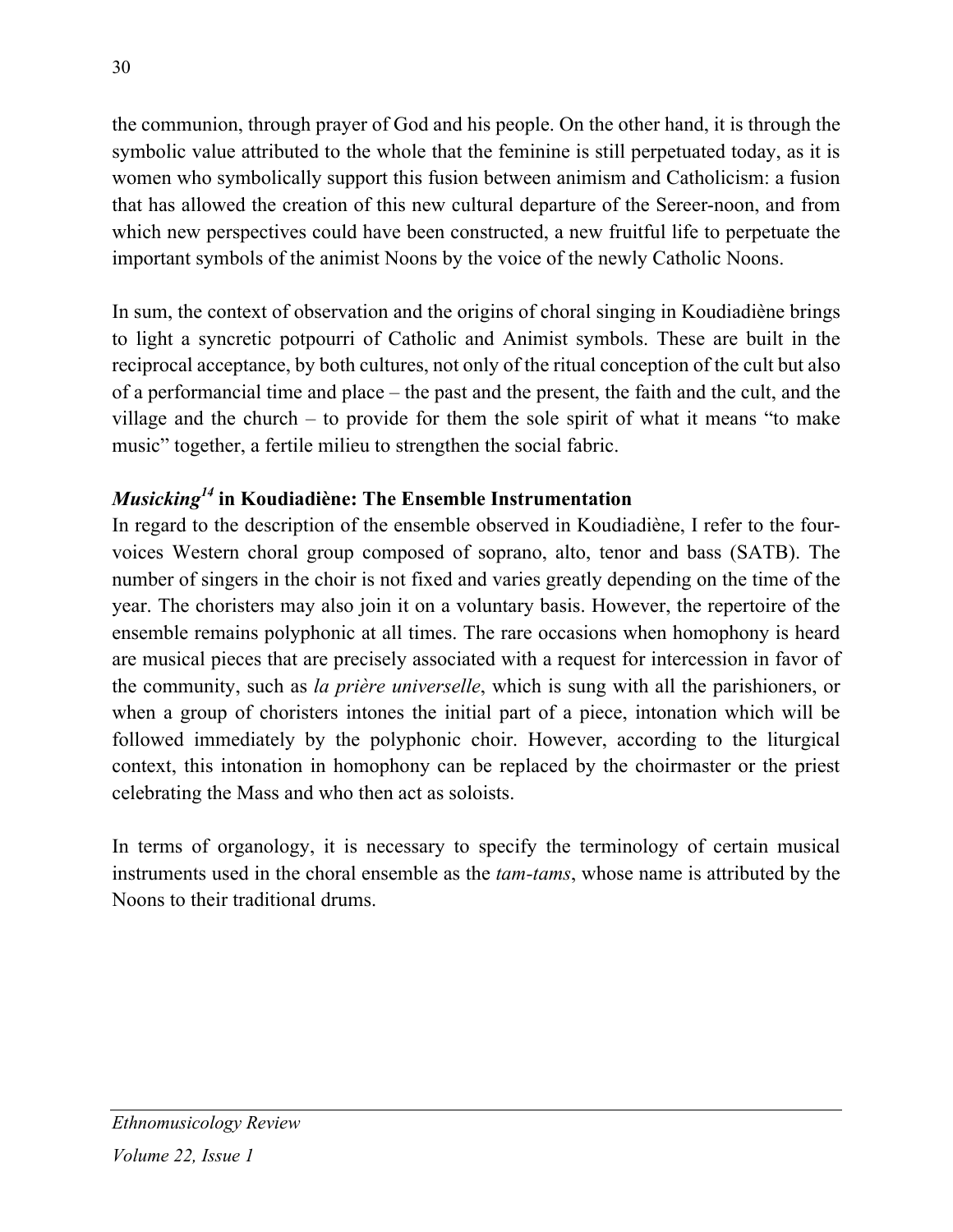the communion, through prayer of God and his people. On the other hand, it is through the symbolic value attributed to the whole that the feminine is still perpetuated today, as it is women who symbolically support this fusion between animism and Catholicism: a fusion that has allowed the creation of this new cultural departure of the Sereer-noon, and from which new perspectives could have been constructed, a new fruitful life to perpetuate the important symbols of the animist Noons by the voice of the newly Catholic Noons.

In sum, the context of observation and the origins of choral singing in Koudiadiène brings to light a syncretic potpourri of Catholic and Animist symbols. These are built in the reciprocal acceptance, by both cultures, not only of the ritual conception of the cult but also of a performancial time and place – the past and the present, the faith and the cult, and the village and the church – to provide for them the sole spirit of what it means "to make music" together, a fertile milieu to strengthen the social fabric.

### *Musicking*[14] in Koudiadiène: The Ensemble Instrumentation

In regard to the description of the ensemble observed in Koudiadiène, I refer to the four-voices Western choral group composed of soprano, alto, tenor and bass (SATB). The number of singers in the choir is not fixed and varies greatly depending on the time of the year. The choristers may also join it on a voluntary basis. However, the repertoire of the ensemble remains polyphonic at all times. The rare occasions when homophony is heard are musical pieces that are precisely associated with a request for intercession in favor of the community, such as *la prière universelle*, which is sung with all the parishioners, or when a group of choristers intones the initial part of a piece, intonation which will be followed immediately by the polyphonic choir. However, according to the liturgical context, this intonation in homophony can be replaced by the choirmaster or the priest celebrating the Mass and who then act as soloists.

In terms of organology, it is necessary to specify the terminology of certain musical instruments used in the choral ensemble as the *tam-tams*, whose name is attributed by the Noons to their traditional drums.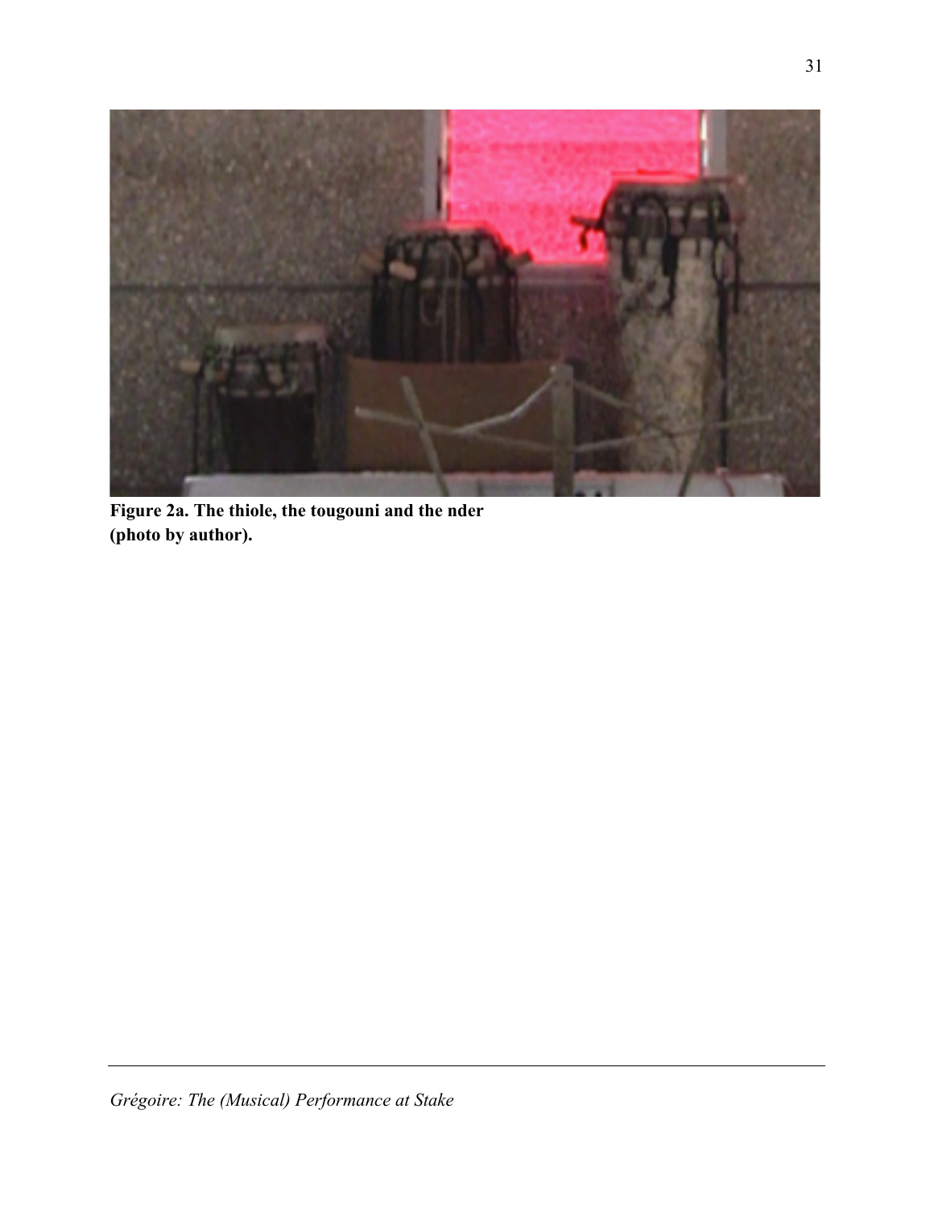**Figure 2a. The thiole, the tougouni and the nder (photo by author).**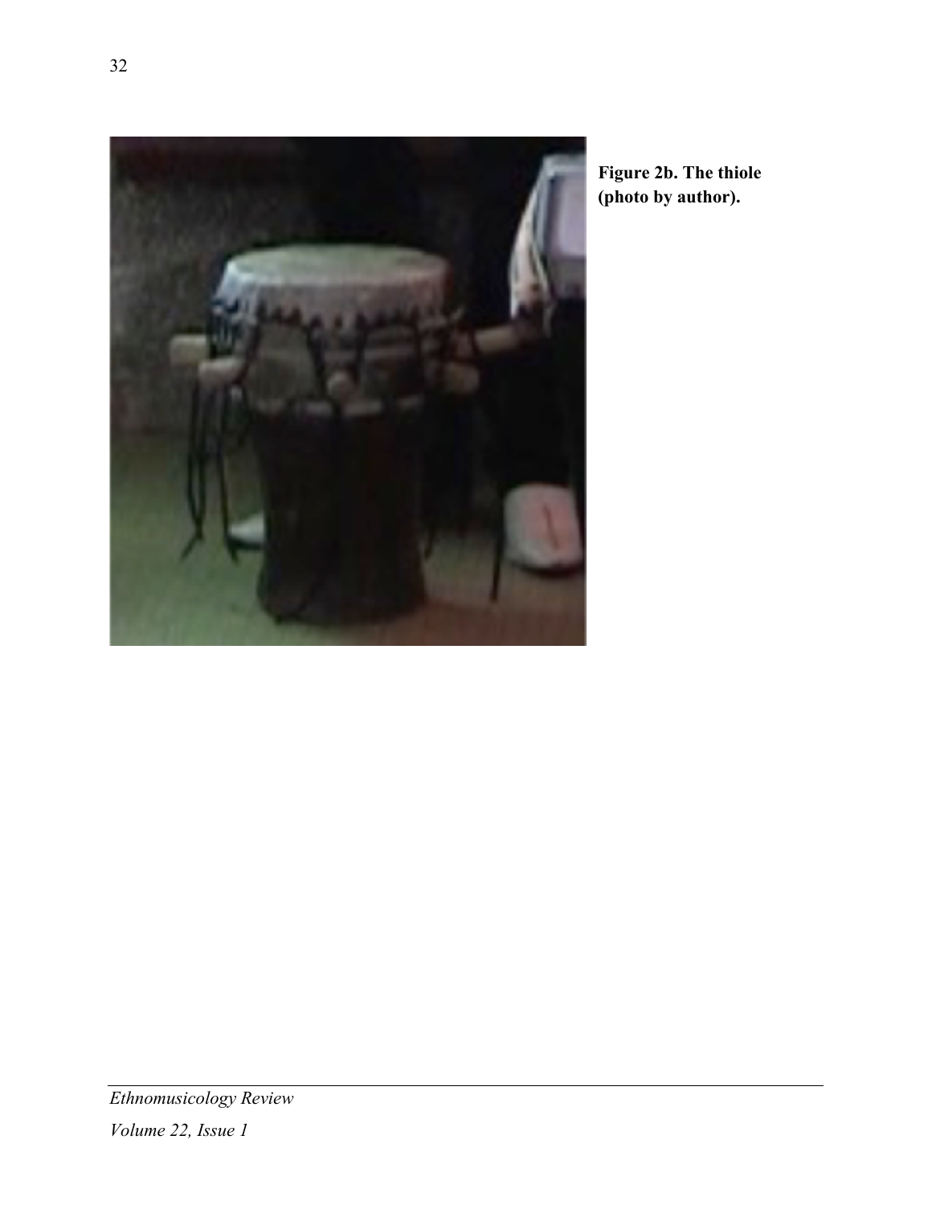**Figure 2b. The thiole (photo by author).**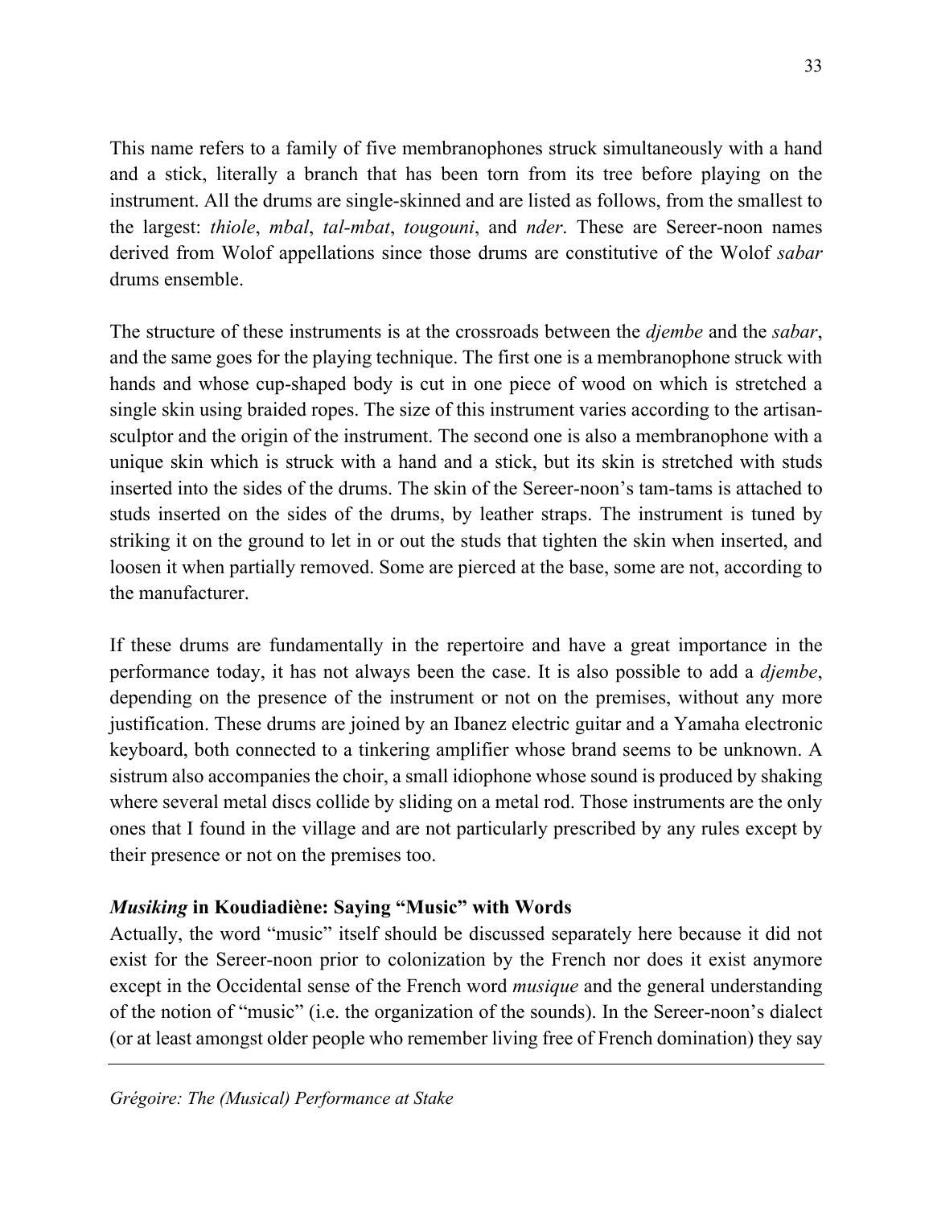This name refers to a family of five membranophones struck simultaneously with a hand and a stick, literally a branch that has been torn from its tree before playing on the instrument. All the drums are single-skinned and are listed as follows, from the smallest to the largest: *thiole*, *mbal*, *tal-mbat*, *tougouni*, and *nder*. These are Sereer-noon names derived from Wolof appellations since those drums are constitutive of the Wolof *sabar* drums ensemble.

The structure of these instruments is at the crossroads between the *djembe* and the *sabar*, and the same goes for the playing technique. The first one is a membranophone struck with hands and whose cup-shaped body is cut in one piece of wood on which is stretched a single skin using braided ropes. The size of this instrument varies according to the artisan-sculptor and the origin of the instrument. The second one is also a membranophone with a unique skin which is struck with a hand and a stick, but its skin is stretched with studs inserted into the sides of the drums. The skin of the Sereer-noon's tam-tams is attached to studs inserted on the sides of the drums, by leather straps. The instrument is tuned by striking it on the ground to let in or out the studs that tighten the skin when inserted, and loosen it when partially removed. Some are pierced at the base, some are not, according to the manufacturer.

If these drums are fundamentally in the repertoire and have a great importance in the performance today, it has not always been the case. It is also possible to add a *djembe*, depending on the presence of the instrument or not on the premises, without any more justification. These drums are joined by an Ibanez electric guitar and a Yamaha electronic keyboard, both connected to a tinkering amplifier whose brand seems to be unknown. A sistrum also accompanies the choir, a small idiophone whose sound is produced by shaking where several metal discs collide by sliding on a metal rod. Those instruments are the only ones that I found in the village and are not particularly prescribed by any rules except by their presence or not on the premises too.

### *Musiking* in Koudiadiène: Saying "Music" with Words

Actually, the word "music" itself should be discussed separately here because it did not exist for the Sereer-noon prior to colonization by the French nor does it exist anymore except in the Occidental sense of the French word *musique* and the general understanding of the notion of "music" (i.e. the organization of the sounds). In the Sereer-noon's dialect (or at least amongst older people who remember living free of French domination) they say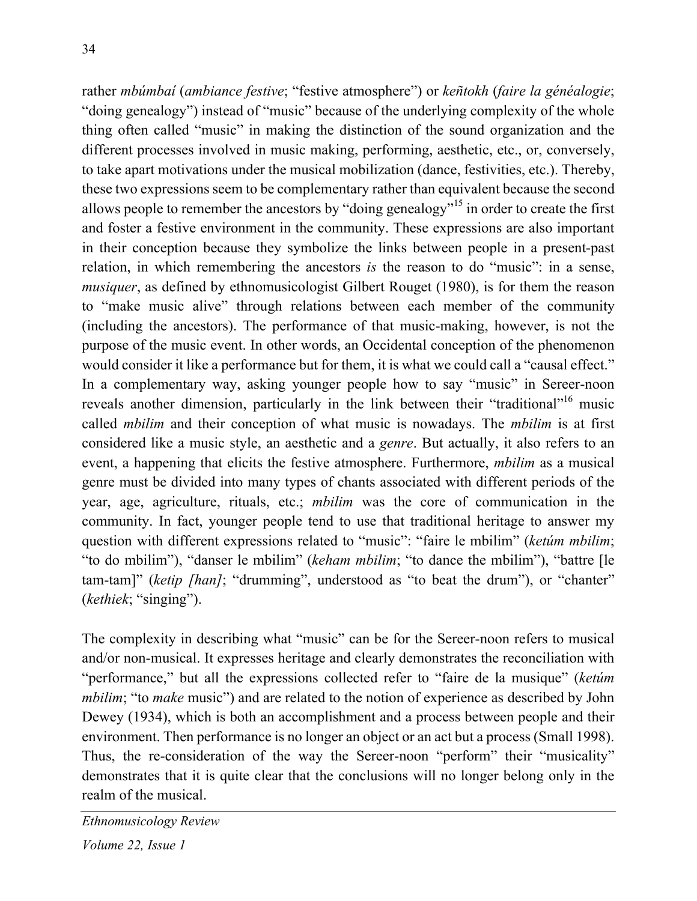rather *mbúmbaí* (*ambiance festive*; "festive atmosphere") or *keñtokh* (*faire la généalogie*; "doing genealogy") instead of "music" because of the underlying complexity of the whole thing often called "music" in making the distinction of the sound organization and the different processes involved in music making, performing, aesthetic, etc., or, conversely, to take apart motivations under the musical mobilization (dance, festivities, etc.). Thereby, these two expressions seem to be complementary rather than equivalent because the second allows people to remember the ancestors by "doing genealogy"[15] in order to create the first and foster a festive environment in the community. These expressions are also important in their conception because they symbolize the links between people in a present-past relation, in which remembering the ancestors *is* the reason to do "music": in a sense, *musiquer*, as defined by ethnomusicologist Gilbert Rouget (1980), is for them the reason to "make music alive" through relations between each member of the community (including the ancestors). The performance of that music-making, however, is not the purpose of the music event. In other words, an Occidental conception of the phenomenon would consider it like a performance but for them, it is what we could call a "causal effect." In a complementary way, asking younger people how to say "music" in Sereer-noon reveals another dimension, particularly in the link between their "traditional"[16] music called *mbilim* and their conception of what music is nowadays. The *mbilim* is at first considered like a music style, an aesthetic and a *genre*. But actually, it also refers to an event, a happening that elicits the festive atmosphere. Furthermore, *mbilim* as a musical genre must be divided into many types of chants associated with different periods of the year, age, agriculture, rituals, etc.; *mbilim* was the core of communication in the community. In fact, younger people tend to use that traditional heritage to answer my question with different expressions related to "music": "faire le mbilim" (*ketúm mbilim*; "to do mbilim"), "danser le mbilim" (*keham mbilim*; "to dance the mbilim"), "battre [le tam-tam]" (*ketip [han]*; "drumming", understood as "to beat the drum"), or "chanter" (*kethiek*; "singing").

The complexity in describing what "music" can be for the Sereer-noon refers to musical and/or non-musical. It expresses heritage and clearly demonstrates the reconciliation with "performance," but all the expressions collected refer to "faire de la musique" (*ketúm mbilim*; "to *make* music") and are related to the notion of experience as described by John Dewey (1934), which is both an accomplishment and a process between people and their environment. Then performance is no longer an object or an act but a process (Small 1998). Thus, the re-consideration of the way the Sereer-noon "perform" their "musicality" demonstrates that it is quite clear that the conclusions will no longer belong only in the realm of the musical.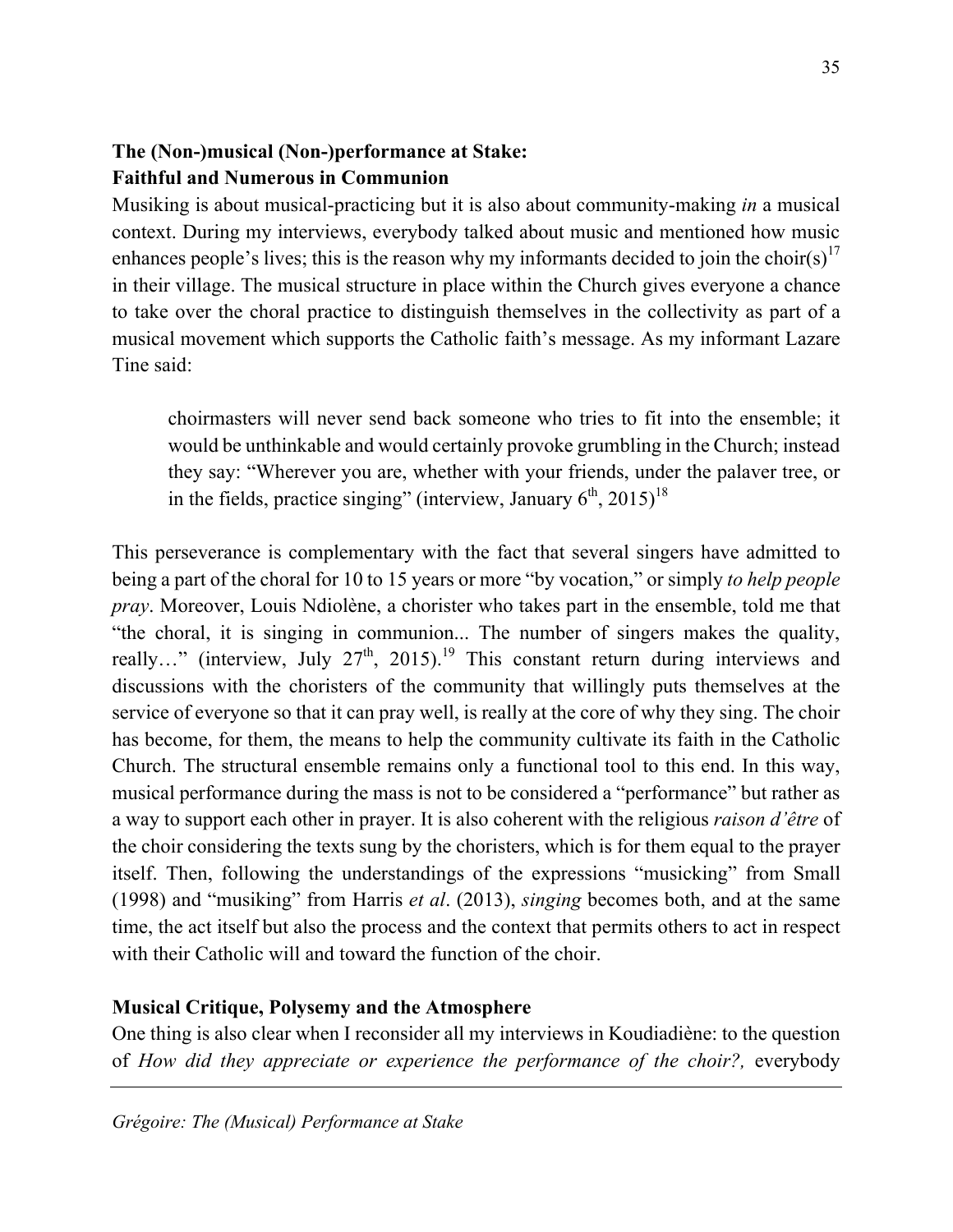**The (Non-)musical (Non-)performance at Stake:**
**Faithful and Numerous in Communion**

Musiking is about musical-practicing but it is also about community-making *in* a musical context. During my interviews, everybody talked about music and mentioned how music enhances people's lives; this is the reason why my informants decided to join the choir(s)[17] in their village. The musical structure in place within the Church gives everyone a chance to take over the choral practice to distinguish themselves in the collectivity as part of a musical movement which supports the Catholic faith's message. As my informant Lazare Tine said:

> choirmasters will never send back someone who tries to fit into the ensemble; it would be unthinkable and would certainly provoke grumbling in the Church; instead they say: "Wherever you are, whether with your friends, under the palaver tree, or in the fields, practice singing" (interview, January 6th, 2015)[18]

This perseverance is complementary with the fact that several singers have admitted to being a part of the choral for 10 to 15 years or more "by vocation," or simply *to help people pray*. Moreover, Louis Ndiolène, a chorister who takes part in the ensemble, told me that "the choral, it is singing in communion... The number of singers makes the quality, really…" (interview, July 27th, 2015).[19] This constant return during interviews and discussions with the choristers of the community that willingly puts themselves at the service of everyone so that it can pray well, is really at the core of why they sing. The choir has become, for them, the means to help the community cultivate its faith in the Catholic Church. The structural ensemble remains only a functional tool to this end. In this way, musical performance during the mass is not to be considered a "performance" but rather as a way to support each other in prayer. It is also coherent with the religious *raison d'être* of the choir considering the texts sung by the choristers, which is for them equal to the prayer itself. Then, following the understandings of the expressions "musicking" from Small (1998) and "musiking" from Harris *et al*. (2013), *singing* becomes both, and at the same time, the act itself but also the process and the context that permits others to act in respect with their Catholic will and toward the function of the choir.

**Musical Critique, Polysemy and the Atmosphere**

One thing is also clear when I reconsider all my interviews in Koudiadiène: to the question of *How did they appreciate or experience the performance of the choir?,* everybody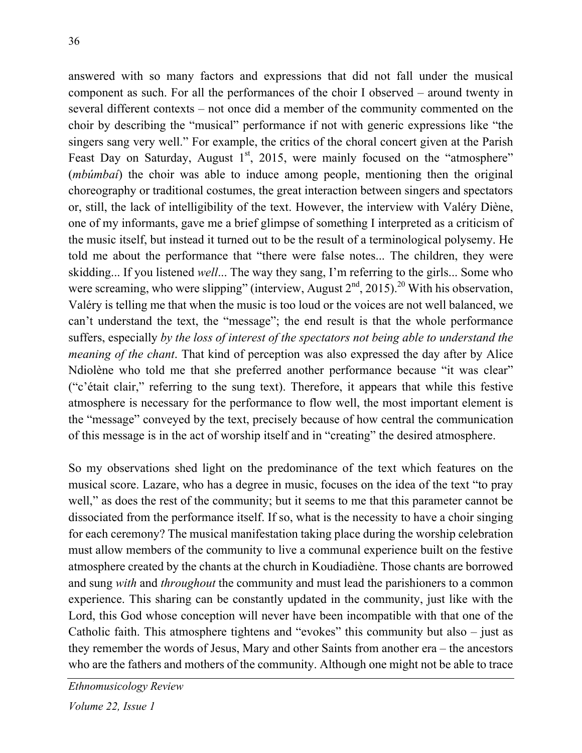answered with so many factors and expressions that did not fall under the musical component as such. For all the performances of the choir I observed – around twenty in several different contexts – not once did a member of the community commented on the choir by describing the "musical" performance if not with generic expressions like "the singers sang very well." For example, the critics of the choral concert given at the Parish Feast Day on Saturday, August 1st, 2015, were mainly focused on the "atmosphere" (*mbúmbaí*) the choir was able to induce among people, mentioning then the original choreography or traditional costumes, the great interaction between singers and spectators or, still, the lack of intelligibility of the text. However, the interview with Valéry Diène, one of my informants, gave me a brief glimpse of something I interpreted as a criticism of the music itself, but instead it turned out to be the result of a terminological polysemy. He told me about the performance that "there were false notes... The children, they were skidding... If you listened *well*... The way they sang, I'm referring to the girls... Some who were screaming, who were slipping" (interview, August 2nd, 2015).[20] With his observation, Valéry is telling me that when the music is too loud or the voices are not well balanced, we can't understand the text, the "message"; the end result is that the whole performance suffers, especially *by the loss of interest of the spectators not being able to understand the meaning of the chant*. That kind of perception was also expressed the day after by Alice Ndiolène who told me that she preferred another performance because "it was clear" ("c'était clair," referring to the sung text). Therefore, it appears that while this festive atmosphere is necessary for the performance to flow well, the most important element is the "message" conveyed by the text, precisely because of how central the communication of this message is in the act of worship itself and in "creating" the desired atmosphere.

So my observations shed light on the predominance of the text which features on the musical score. Lazare, who has a degree in music, focuses on the idea of the text "to pray well," as does the rest of the community; but it seems to me that this parameter cannot be dissociated from the performance itself. If so, what is the necessity to have a choir singing for each ceremony? The musical manifestation taking place during the worship celebration must allow members of the community to live a communal experience built on the festive atmosphere created by the chants at the church in Koudiadiène. Those chants are borrowed and sung *with* and *throughout* the community and must lead the parishioners to a common experience. This sharing can be constantly updated in the community, just like with the Lord, this God whose conception will never have been incompatible with that one of the Catholic faith. This atmosphere tightens and "evokes" this community but also – just as they remember the words of Jesus, Mary and other Saints from another era – the ancestors who are the fathers and mothers of the community. Although one might not be able to trace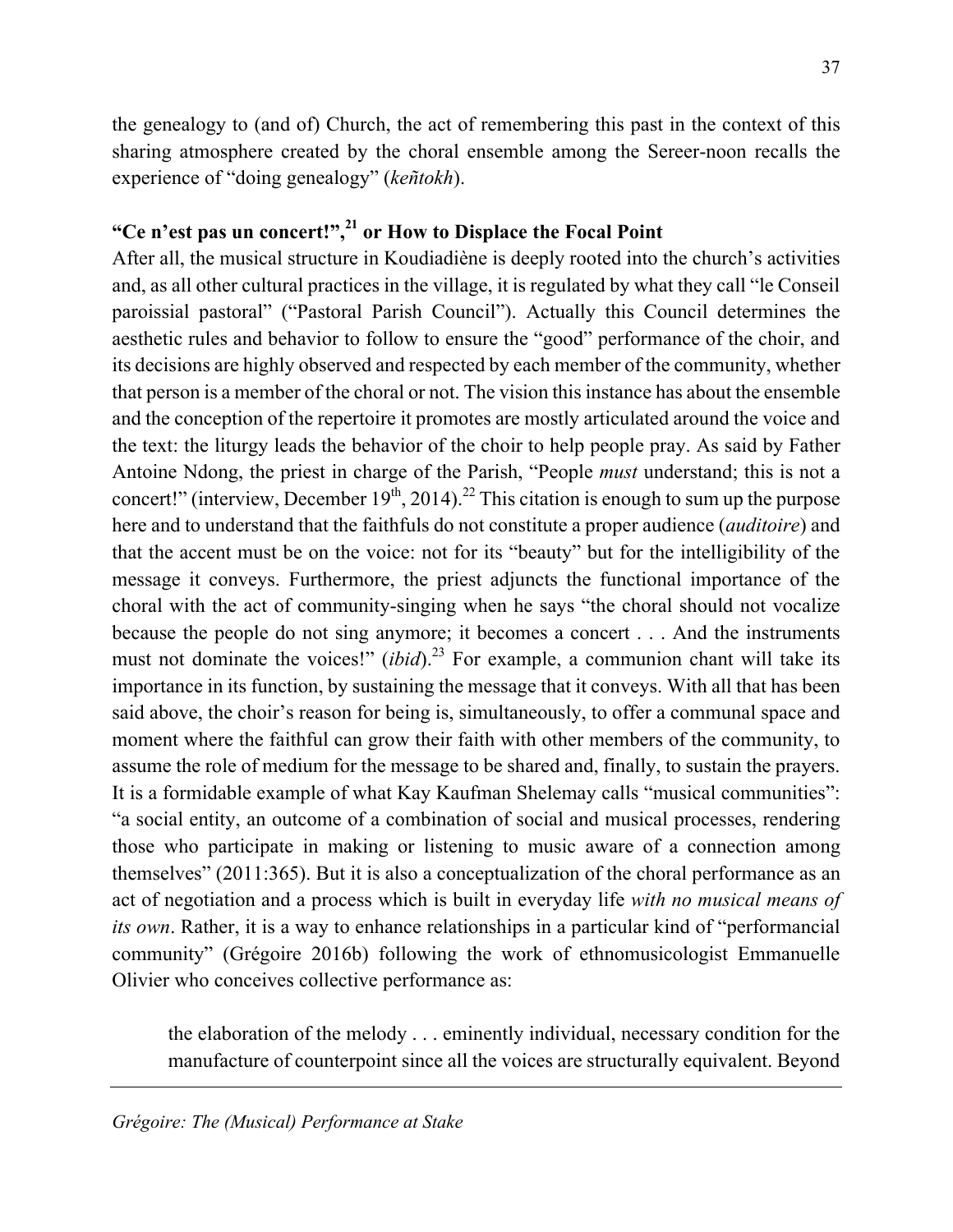the genealogy to (and of) Church, the act of remembering this past in the context of this sharing atmosphere created by the choral ensemble among the Sereer-noon recalls the experience of "doing genealogy" (*keñtokh*).

## "Ce n'est pas un concert!",[21] or How to Displace the Focal Point

After all, the musical structure in Koudiadiène is deeply rooted into the church's activities and, as all other cultural practices in the village, it is regulated by what they call "le Conseil paroissial pastoral" ("Pastoral Parish Council"). Actually this Council determines the aesthetic rules and behavior to follow to ensure the "good" performance of the choir, and its decisions are highly observed and respected by each member of the community, whether that person is a member of the choral or not. The vision this instance has about the ensemble and the conception of the repertoire it promotes are mostly articulated around the voice and the text: the liturgy leads the behavior of the choir to help people pray. As said by Father Antoine Ndong, the priest in charge of the Parish, "People *must* understand; this is not a concert!" (interview, December 19th, 2014).[22] This citation is enough to sum up the purpose here and to understand that the faithfuls do not constitute a proper audience (*auditoire*) and that the accent must be on the voice: not for its "beauty" but for the intelligibility of the message it conveys. Furthermore, the priest adjuncts the functional importance of the choral with the act of community-singing when he says "the choral should not vocalize because the people do not sing anymore; it becomes a concert . . . And the instruments must not dominate the voices!" (*ibid*).[23] For example, a communion chant will take its importance in its function, by sustaining the message that it conveys. With all that has been said above, the choir's reason for being is, simultaneously, to offer a communal space and moment where the faithful can grow their faith with other members of the community, to assume the role of medium for the message to be shared and, finally, to sustain the prayers. It is a formidable example of what Kay Kaufman Shelemay calls "musical communities": "a social entity, an outcome of a combination of social and musical processes, rendering those who participate in making or listening to music aware of a connection among themselves" (2011:365). But it is also a conceptualization of the choral performance as an act of negotiation and a process which is built in everyday life *with no musical means of its own*. Rather, it is a way to enhance relationships in a particular kind of "performancial community" (Grégoire 2016b) following the work of ethnomusicologist Emmanuelle Olivier who conceives collective performance as:

> the elaboration of the melody . . . eminently individual, necessary condition for the manufacture of counterpoint since all the voices are structurally equivalent. Beyond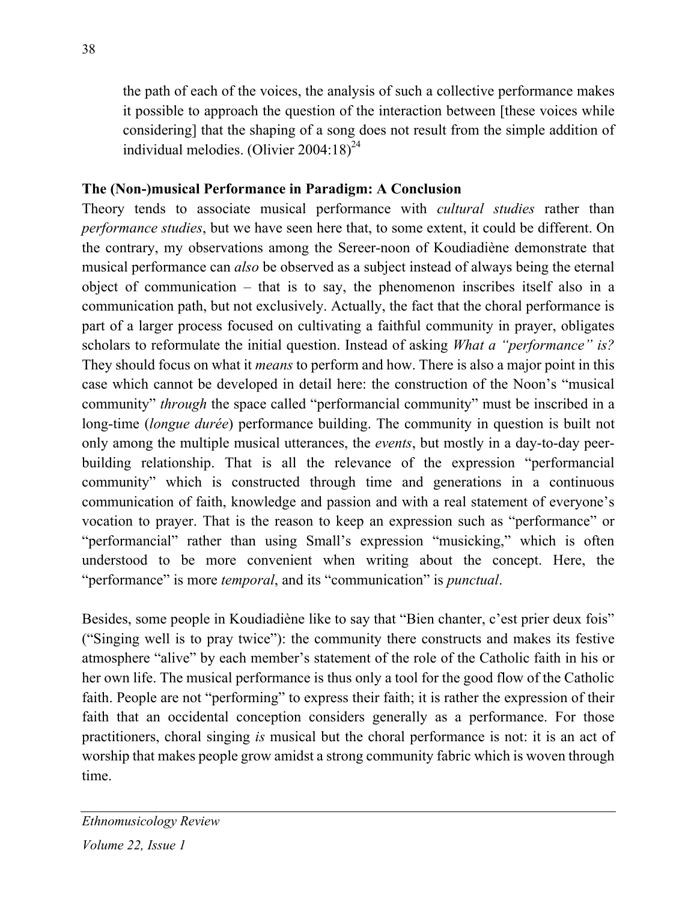> the path of each of the voices, the analysis of such a collective performance makes it possible to approach the question of the interaction between [these voices while considering] that the shaping of a song does not result from the simple addition of individual melodies. (Olivier 2004:18)[24]

### The (Non-)musical Performance in Paradigm: A Conclusion

Theory tends to associate musical performance with *cultural studies* rather than *performance studies*, but we have seen here that, to some extent, it could be different. On the contrary, my observations among the Sereer-noon of Koudiadiène demonstrate that musical performance can *also* be observed as a subject instead of always being the eternal object of communication – that is to say, the phenomenon inscribes itself also in a communication path, but not exclusively. Actually, the fact that the choral performance is part of a larger process focused on cultivating a faithful community in prayer, obligates scholars to reformulate the initial question. Instead of asking *What a "performance" is?* They should focus on what it *means* to perform and how. There is also a major point in this case which cannot be developed in detail here: the construction of the Noon's "musical community" *through* the space called "performancial community" must be inscribed in a long-time (*longue durée*) performance building. The community in question is built not only among the multiple musical utterances, the *events*, but mostly in a day-to-day peer-building relationship. That is all the relevance of the expression "performancial community" which is constructed through time and generations in a continuous communication of faith, knowledge and passion and with a real statement of everyone's vocation to prayer. That is the reason to keep an expression such as "performance" or "performancial" rather than using Small's expression "musicking," which is often understood to be more convenient when writing about the concept. Here, the "performance" is more *temporal*, and its "communication" is *punctual*.

Besides, some people in Koudiadiène like to say that "Bien chanter, c'est prier deux fois" ("Singing well is to pray twice"): the community there constructs and makes its festive atmosphere "alive" by each member's statement of the role of the Catholic faith in his or her own life. The musical performance is thus only a tool for the good flow of the Catholic faith. People are not "performing" to express their faith; it is rather the expression of their faith that an occidental conception considers generally as a performance. For those practitioners, choral singing *is* musical but the choral performance is not: it is an act of worship that makes people grow amidst a strong community fabric which is woven through time.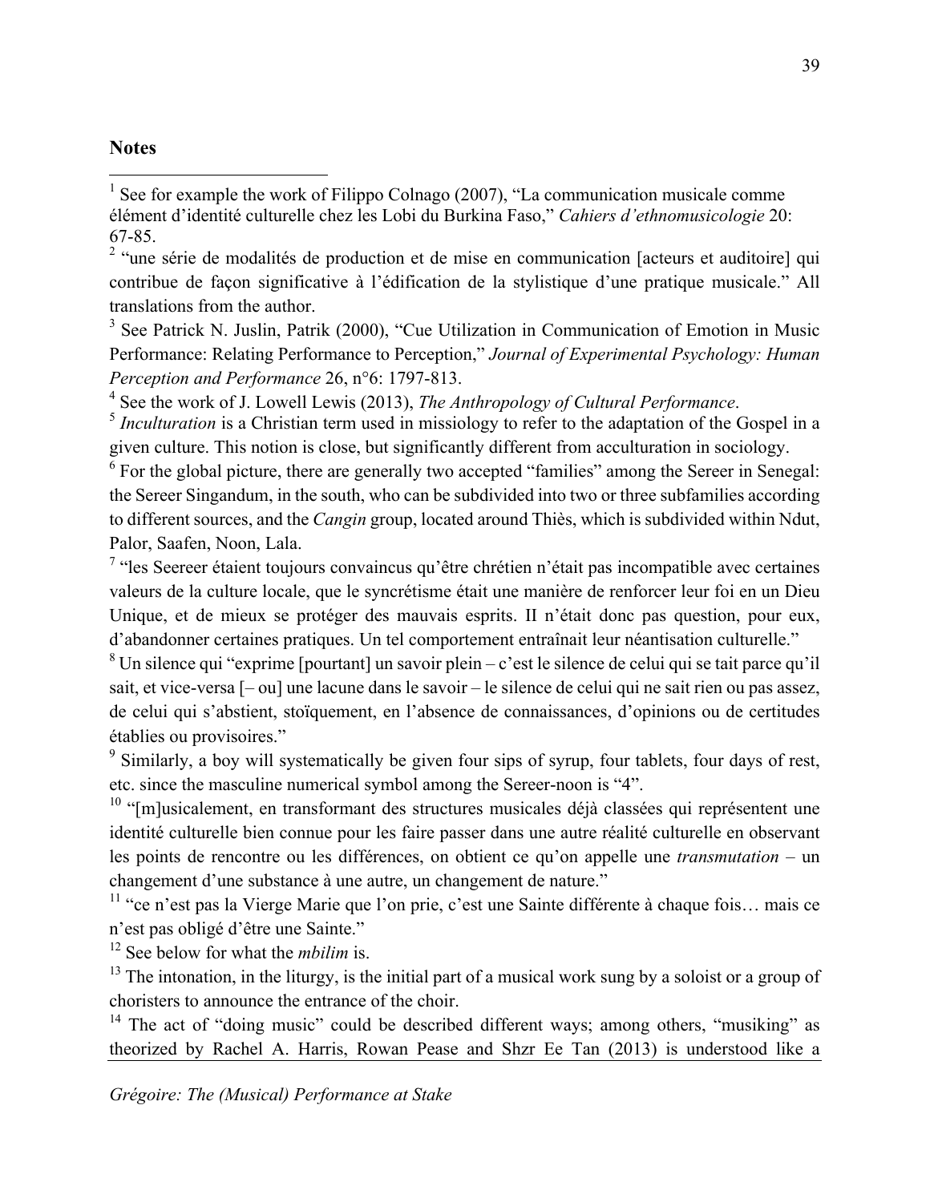**Notes**

[1] See for example the work of Filippo Colnago (2007), "La communication musicale comme élément d'identité culturelle chez les Lobi du Burkina Faso," *Cahiers d'ethnomusicologie* 20: 67-85.

[2] "une série de modalités de production et de mise en communication [acteurs et auditoire] qui contribue de façon significative à l'édification de la stylistique d'une pratique musicale." All translations from the author.

[3] See Patrick N. Juslin, Patrik (2000), "Cue Utilization in Communication of Emotion in Music Performance: Relating Performance to Perception," *Journal of Experimental Psychology: Human Perception and Performance* 26, n°6: 1797-813.

[4] See the work of J. Lowell Lewis (2013), *The Anthropology of Cultural Performance*.

[5] *Inculturation* is a Christian term used in missiology to refer to the adaptation of the Gospel in a given culture. This notion is close, but significantly different from acculturation in sociology.

[6] For the global picture, there are generally two accepted "families" among the Sereer in Senegal: the Sereer Singandum, in the south, who can be subdivided into two or three subfamilies according to different sources, and the *Cangin* group, located around Thiès, which is subdivided within Ndut, Palor, Saafen, Noon, Lala.

[7] "les Seereer étaient toujours convaincus qu'être chrétien n'était pas incompatible avec certaines valeurs de la culture locale, que le syncrétisme était une manière de renforcer leur foi en un Dieu Unique, et de mieux se protéger des mauvais esprits. II n'était donc pas question, pour eux, d'abandonner certaines pratiques. Un tel comportement entraînait leur néantisation culturelle."

[8] Un silence qui "exprime [pourtant] un savoir plein – c'est le silence de celui qui se tait parce qu'il sait, et vice-versa [– ou] une lacune dans le savoir – le silence de celui qui ne sait rien ou pas assez, de celui qui s'abstient, stoïquement, en l'absence de connaissances, d'opinions ou de certitudes établies ou provisoires."

[9] Similarly, a boy will systematically be given four sips of syrup, four tablets, four days of rest, etc. since the masculine numerical symbol among the Sereer-noon is "4".

[10] "[m]usicalement, en transformant des structures musicales déjà classées qui représentent une identité culturelle bien connue pour les faire passer dans une autre réalité culturelle en observant les points de rencontre ou les différences, on obtient ce qu'on appelle une *transmutation* – un changement d'une substance à une autre, un changement de nature."

[11] "ce n'est pas la Vierge Marie que l'on prie, c'est une Sainte différente à chaque fois… mais ce n'est pas obligé d'être une Sainte."

[12] See below for what the *mbilim* is.

[13] The intonation, in the liturgy, is the initial part of a musical work sung by a soloist or a group of choristers to announce the entrance of the choir.

[14] The act of "doing music" could be described different ways; among others, "musiking" as theorized by Rachel A. Harris, Rowan Pease and Shzr Ee Tan (2013) is understood like a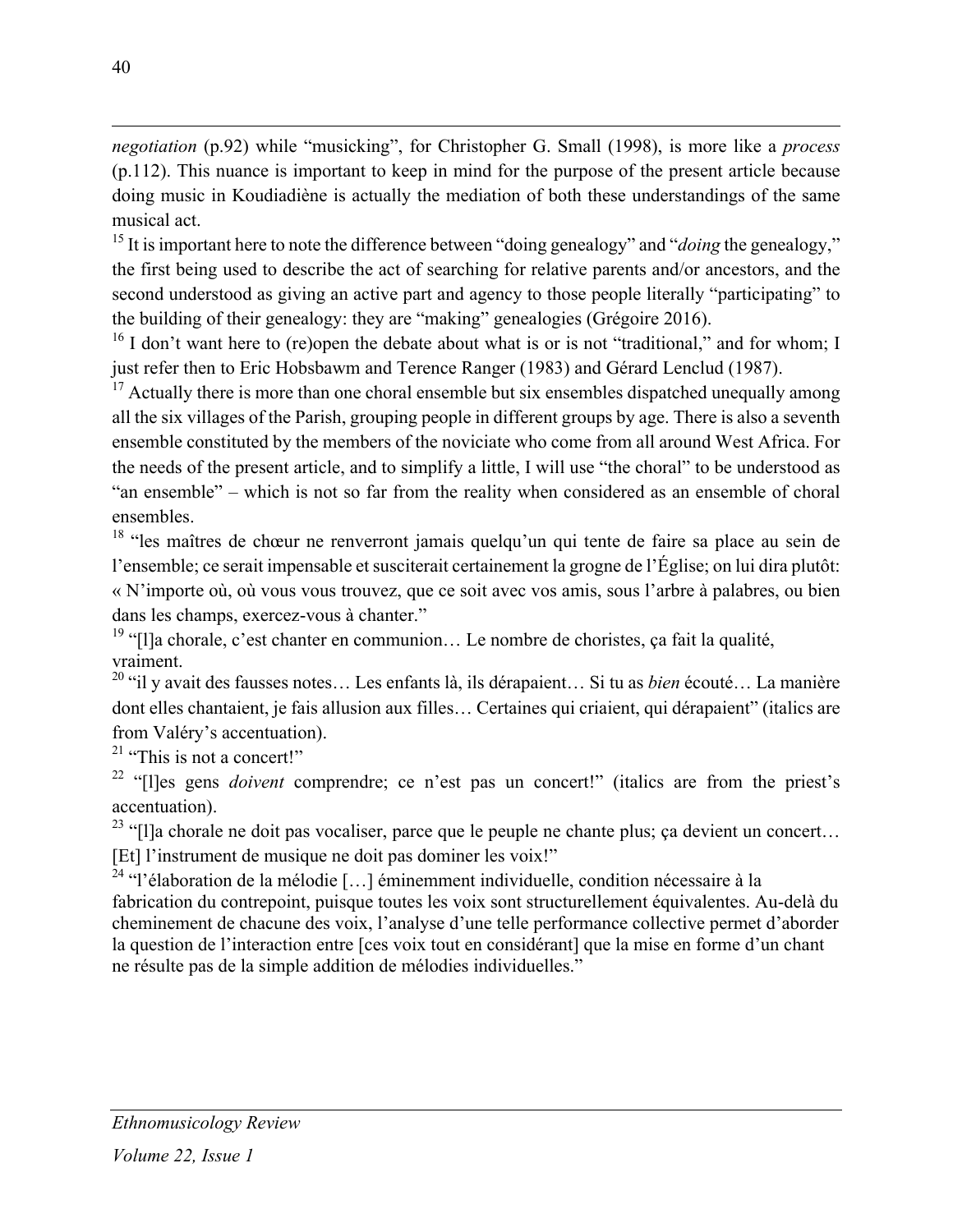*negotiation* (p.92) while "musicking", for Christopher G. Small (1998), is more like a *process* (p.112). This nuance is important to keep in mind for the purpose of the present article because doing music in Koudiadiène is actually the mediation of both these understandings of the same musical act.

[15] It is important here to note the difference between "doing genealogy" and "*doing* the genealogy," the first being used to describe the act of searching for relative parents and/or ancestors, and the second understood as giving an active part and agency to those people literally "participating" to the building of their genealogy: they are "making" genealogies (Grégoire 2016).

[16] I don't want here to (re)open the debate about what is or is not "traditional," and for whom; I just refer then to Eric Hobsbawm and Terence Ranger (1983) and Gérard Lenclud (1987).

[17] Actually there is more than one choral ensemble but six ensembles dispatched unequally among all the six villages of the Parish, grouping people in different groups by age. There is also a seventh ensemble constituted by the members of the noviciate who come from all around West Africa. For the needs of the present article, and to simplify a little, I will use "the choral" to be understood as "an ensemble" – which is not so far from the reality when considered as an ensemble of choral ensembles.

[18] "les maîtres de chœur ne renverront jamais quelqu'un qui tente de faire sa place au sein de l'ensemble; ce serait impensable et susciterait certainement la grogne de l'Église; on lui dira plutôt: « N'importe où, où vous vous trouvez, que ce soit avec vos amis, sous l'arbre à palabres, ou bien dans les champs, exercez-vous à chanter."

[19] "[l]a chorale, c'est chanter en communion… Le nombre de choristes, ça fait la qualité, vraiment.

[20] "il y avait des fausses notes… Les enfants là, ils dérapaient… Si tu as *bien* écouté… La manière dont elles chantaient, je fais allusion aux filles… Certaines qui criaient, qui dérapaient" (italics are from Valéry's accentuation).

[21] "This is not a concert!"

[22] "[l]es gens *doivent* comprendre; ce n'est pas un concert!" (italics are from the priest's accentuation).

[23] "[l]a chorale ne doit pas vocaliser, parce que le peuple ne chante plus; ça devient un concert… [Et] l'instrument de musique ne doit pas dominer les voix!"

[24] "l'élaboration de la mélodie […] éminemment individuelle, condition nécessaire à la fabrication du contrepoint, puisque toutes les voix sont structurellement équivalentes. Au-delà du cheminement de chacune des voix, l'analyse d'une telle performance collective permet d'aborder la question de l'interaction entre [ces voix tout en considérant] que la mise en forme d'un chant ne résulte pas de la simple addition de mélodies individuelles."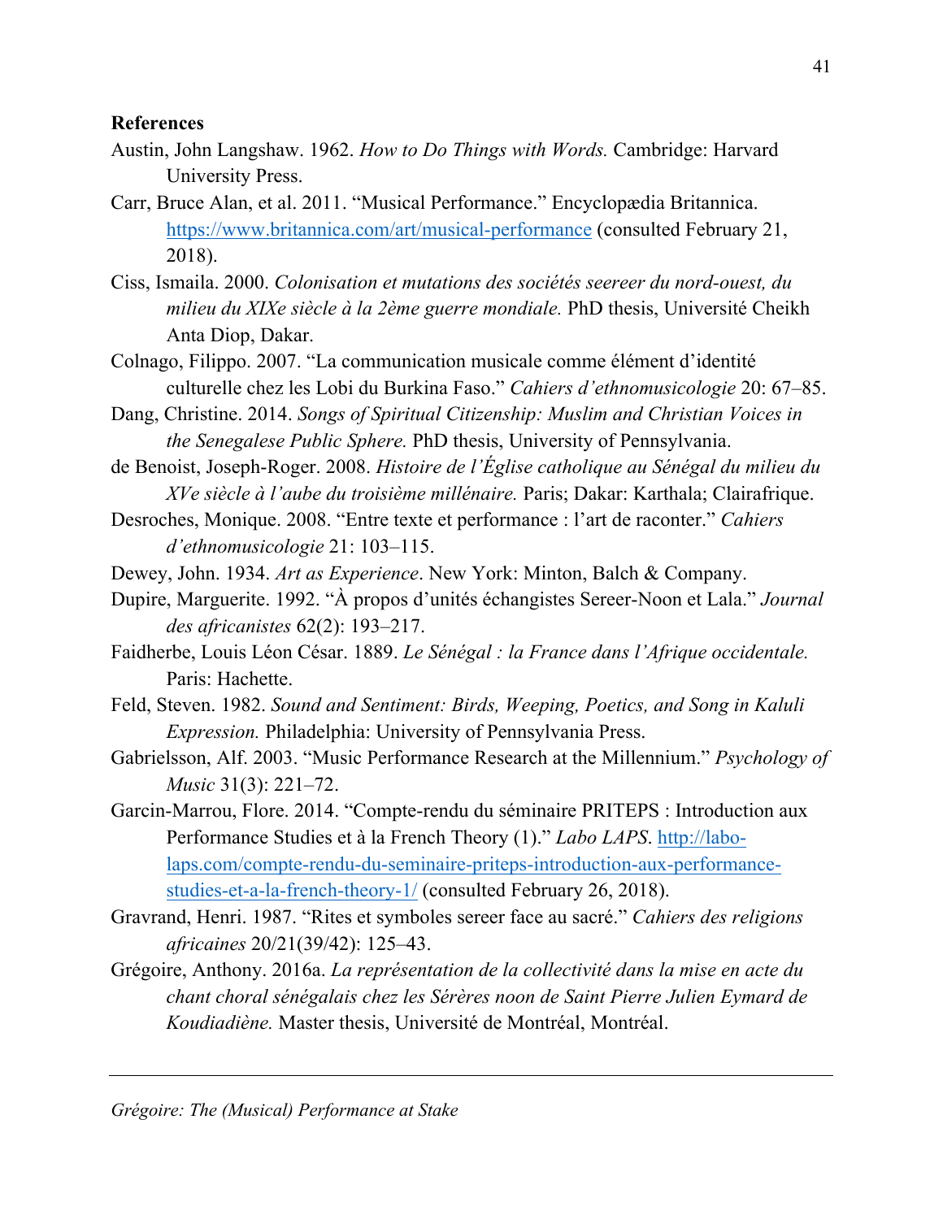**References**

Austin, John Langshaw. 1962. *How to Do Things with Words.* Cambridge: Harvard University Press.

Carr, Bruce Alan, et al. 2011. "Musical Performance." Encyclopædia Britannica. https://www.britannica.com/art/musical-performance (consulted February 21, 2018).

Ciss, Ismaila. 2000. *Colonisation et mutations des sociétés seereer du nord-ouest, du milieu du XIXe siècle à la 2ème guerre mondiale.* PhD thesis, Université Cheikh Anta Diop, Dakar.

Colnago, Filippo. 2007. "La communication musicale comme élément d'identité culturelle chez les Lobi du Burkina Faso." *Cahiers d'ethnomusicologie* 20: 67–85.

Dang, Christine. 2014. *Songs of Spiritual Citizenship: Muslim and Christian Voices in the Senegalese Public Sphere.* PhD thesis, University of Pennsylvania.

de Benoist, Joseph-Roger. 2008. *Histoire de l'Église catholique au Sénégal du milieu du XVe siècle à l'aube du troisième millénaire.* Paris; Dakar: Karthala; Clairafrique.

Desroches, Monique. 2008. "Entre texte et performance : l'art de raconter." *Cahiers d'ethnomusicologie* 21: 103–115.

Dewey, John. 1934. *Art as Experience*. New York: Minton, Balch & Company.

Dupire, Marguerite. 1992. "À propos d'unités échangistes Sereer-Noon et Lala." *Journal des africanistes* 62(2): 193–217.

Faidherbe, Louis Léon César. 1889. *Le Sénégal : la France dans l'Afrique occidentale.* Paris: Hachette.

Feld, Steven. 1982. *Sound and Sentiment: Birds, Weeping, Poetics, and Song in Kaluli Expression.* Philadelphia: University of Pennsylvania Press.

Gabrielsson, Alf. 2003. "Music Performance Research at the Millennium." *Psychology of Music* 31(3): 221–72.

Garcin-Marrou, Flore. 2014. "Compte-rendu du séminaire PRITEPS : Introduction aux Performance Studies et à la French Theory (1)." *Labo LAPS*. http://labo-laps.com/compte-rendu-du-seminaire-priteps-introduction-aux-performance-studies-et-a-la-french-theory-1/ (consulted February 26, 2018).

Gravrand, Henri. 1987. "Rites et symboles sereer face au sacré." *Cahiers des religions africaines* 20/21(39/42): 125–43.

Grégoire, Anthony. 2016a. *La représentation de la collectivité dans la mise en acte du chant choral sénégalais chez les Sérères noon de Saint Pierre Julien Eymard de Koudiadiène.* Master thesis, Université de Montréal, Montréal.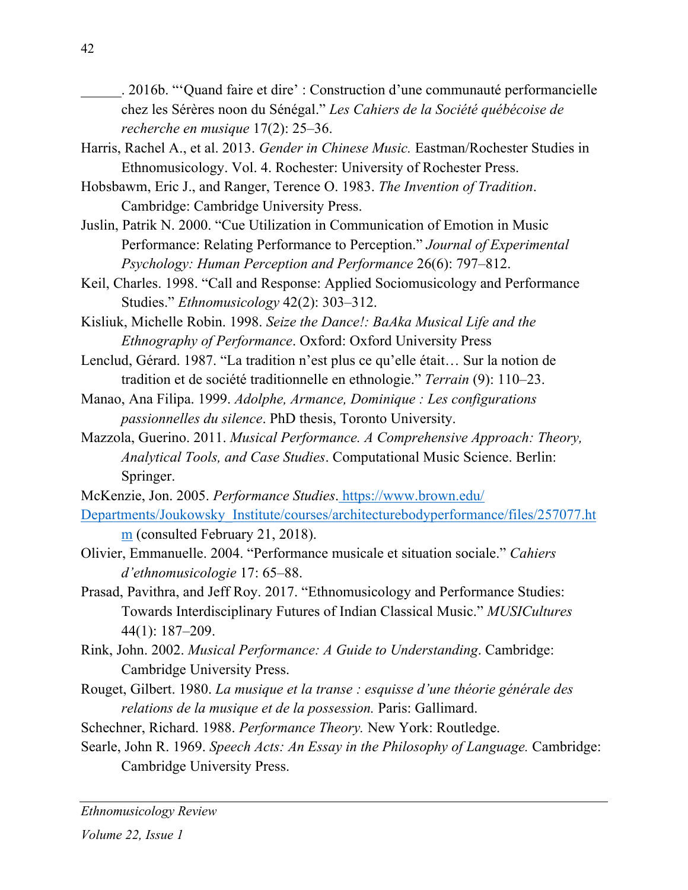______. 2016b. "'Quand faire et dire' : Construction d'une communauté performancielle chez les Sérères noon du Sénégal." *Les Cahiers de la Société québécoise de recherche en musique* 17(2): 25–36.

Harris, Rachel A., et al. 2013. *Gender in Chinese Music.* Eastman/Rochester Studies in Ethnomusicology. Vol. 4. Rochester: University of Rochester Press.

Hobsbawm, Eric J., and Ranger, Terence O. 1983. *The Invention of Tradition*. Cambridge: Cambridge University Press.

Juslin, Patrik N. 2000. "Cue Utilization in Communication of Emotion in Music Performance: Relating Performance to Perception." *Journal of Experimental Psychology: Human Perception and Performance* 26(6): 797–812.

Keil, Charles. 1998. "Call and Response: Applied Sociomusicology and Performance Studies." *Ethnomusicology* 42(2): 303–312.

Kisliuk, Michelle Robin. 1998. *Seize the Dance!: BaAka Musical Life and the Ethnography of Performance*. Oxford: Oxford University Press

Lenclud, Gérard. 1987. "La tradition n'est plus ce qu'elle était… Sur la notion de tradition et de société traditionnelle en ethnologie." *Terrain* (9): 110–23.

Manao, Ana Filipa. 1999. *Adolphe, Armance, Dominique : Les configurations passionnelles du silence*. PhD thesis, Toronto University.

Mazzola, Guerino. 2011. *Musical Performance. A Comprehensive Approach: Theory, Analytical Tools, and Case Studies*. Computational Music Science. Berlin: Springer.

McKenzie, Jon. 2005. *Performance Studies*. https://www.brown.edu/Departments/Joukowsky_Institute/courses/architecturebodyperformance/files/257077.htm (consulted February 21, 2018).

Olivier, Emmanuelle. 2004. "Performance musicale et situation sociale." *Cahiers d'ethnomusicologie* 17: 65–88.

Prasad, Pavithra, and Jeff Roy. 2017. "Ethnomusicology and Performance Studies: Towards Interdisciplinary Futures of Indian Classical Music." *MUSICultures* 44(1): 187–209.

Rink, John. 2002. *Musical Performance: A Guide to Understanding*. Cambridge: Cambridge University Press.

Rouget, Gilbert. 1980. *La musique et la transe : esquisse d'une théorie générale des relations de la musique et de la possession.* Paris: Gallimard.

Schechner, Richard. 1988. *Performance Theory.* New York: Routledge.

Searle, John R. 1969. *Speech Acts: An Essay in the Philosophy of Language.* Cambridge: Cambridge University Press.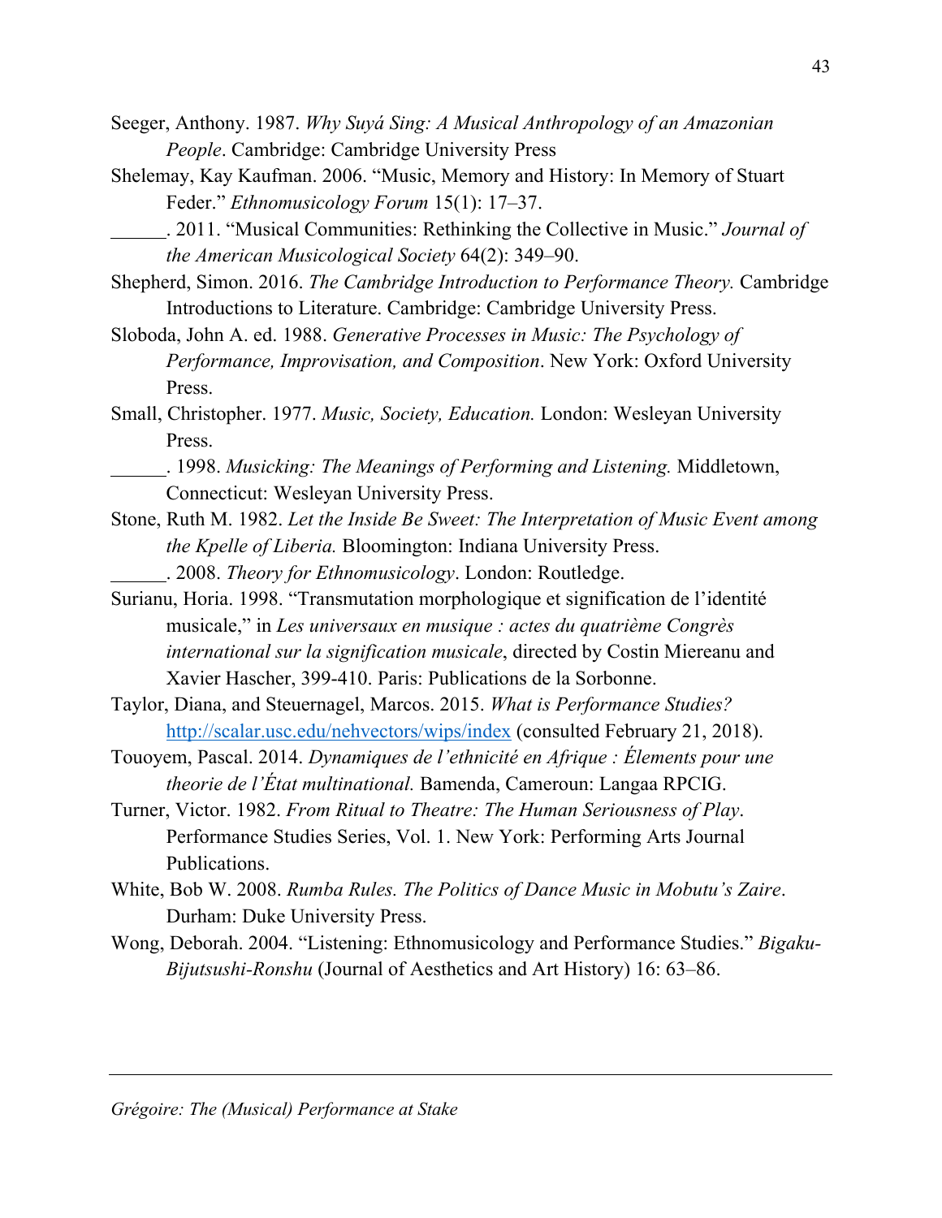Seeger, Anthony. 1987. *Why Suyá Sing: A Musical Anthropology of an Amazonian People*. Cambridge: Cambridge University Press

Shelemay, Kay Kaufman. 2006. "Music, Memory and History: In Memory of Stuart Feder." *Ethnomusicology Forum* 15(1): 17–37.

______. 2011. "Musical Communities: Rethinking the Collective in Music." *Journal of the American Musicological Society* 64(2): 349–90.

Shepherd, Simon. 2016. *The Cambridge Introduction to Performance Theory.* Cambridge Introductions to Literature. Cambridge: Cambridge University Press.

Sloboda, John A. ed. 1988. *Generative Processes in Music: The Psychology of Performance, Improvisation, and Composition*. New York: Oxford University Press.

Small, Christopher. 1977. *Music, Society, Education.* London: Wesleyan University Press.

______. 1998. *Musicking: The Meanings of Performing and Listening.* Middletown, Connecticut: Wesleyan University Press.

Stone, Ruth M. 1982. *Let the Inside Be Sweet: The Interpretation of Music Event among the Kpelle of Liberia.* Bloomington: Indiana University Press.

______. 2008. *Theory for Ethnomusicology*. London: Routledge.

Surianu, Horia. 1998. "Transmutation morphologique et signification de l'identité musicale," in *Les universaux en musique : actes du quatrième Congrès international sur la signification musicale*, directed by Costin Miereanu and Xavier Hascher, 399-410. Paris: Publications de la Sorbonne.

Taylor, Diana, and Steuernagel, Marcos. 2015. *What is Performance Studies?* http://scalar.usc.edu/nehvectors/wips/index (consulted February 21, 2018).

Touoyem, Pascal. 2014. *Dynamiques de l'ethnicité en Afrique : Élements pour une theorie de l'État multinational.* Bamenda, Cameroun: Langaa RPCIG.

Turner, Victor. 1982. *From Ritual to Theatre: The Human Seriousness of Play*. Performance Studies Series, Vol. 1. New York: Performing Arts Journal Publications.

White, Bob W. 2008. *Rumba Rules. The Politics of Dance Music in Mobutu's Zaire*. Durham: Duke University Press.

Wong, Deborah. 2004. "Listening: Ethnomusicology and Performance Studies." *Bigaku-Bijutsushi-Ronshu* (Journal of Aesthetics and Art History) 16: 63–86.